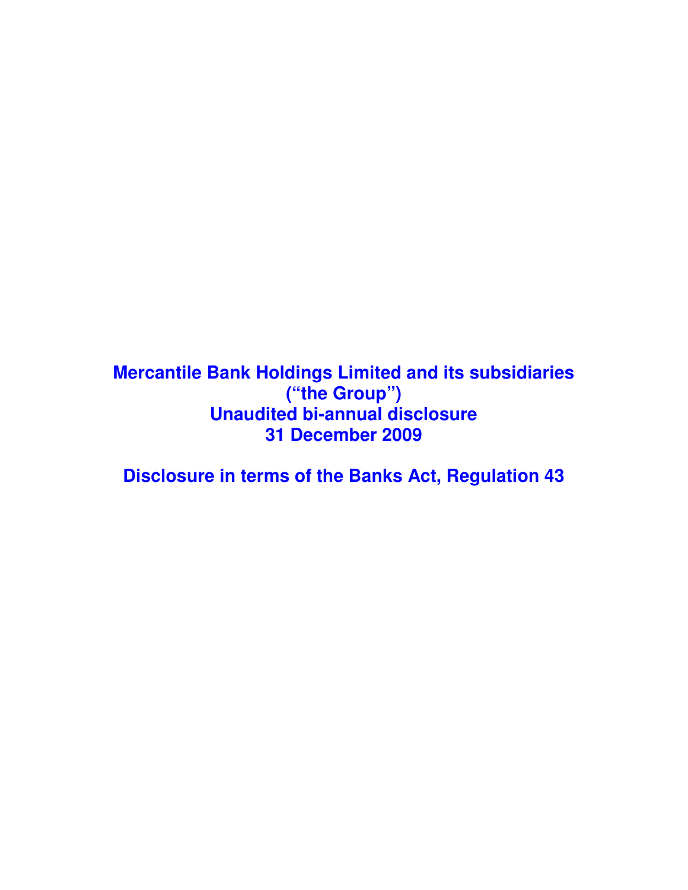# Mercantile Bank Holdings Limited and its subsidiaries
# ("the Group")
# Unaudited bi-annual disclosure
# 31 December 2009

## Disclosure in terms of the Banks Act, Regulation 43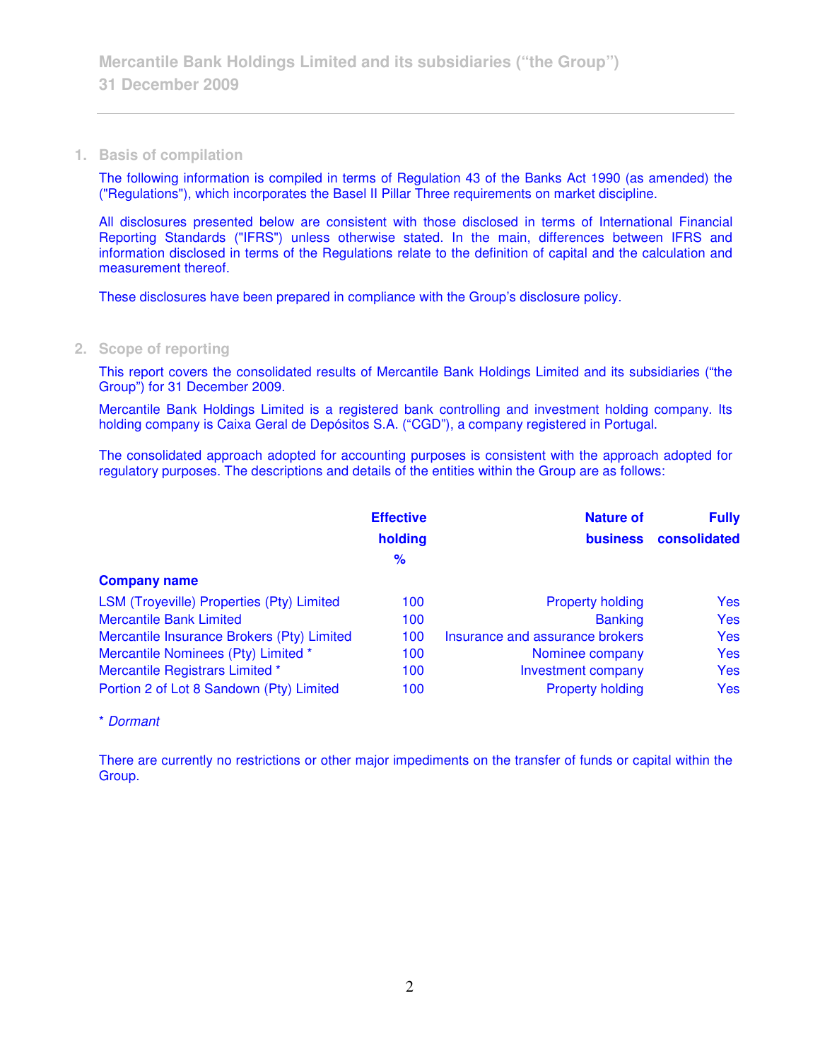## 1. Basis of compilation

The following information is compiled in terms of Regulation 43 of the Banks Act 1990 (as amended) the ("Regulations"), which incorporates the Basel II Pillar Three requirements on market discipline.

All disclosures presented below are consistent with those disclosed in terms of International Financial Reporting Standards ("IFRS") unless otherwise stated. In the main, differences between IFRS and information disclosed in terms of the Regulations relate to the definition of capital and the calculation and measurement thereof.

These disclosures have been prepared in compliance with the Group's disclosure policy.

## 2. Scope of reporting

This report covers the consolidated results of Mercantile Bank Holdings Limited and its subsidiaries ("the Group") for 31 December 2009.

Mercantile Bank Holdings Limited is a registered bank controlling and investment holding company. Its holding company is Caixa Geral de Depósitos S.A. ("CGD"), a company registered in Portugal.

The consolidated approach adopted for accounting purposes is consistent with the approach adopted for regulatory purposes. The descriptions and details of the entities within the Group are as follows:

| Company name | Effective holding % | Nature of business | Fully consolidated |
|---|---|---|---|
| LSM (Troyeville) Properties (Pty) Limited | 100 | Property holding | Yes |
| Mercantile Bank Limited | 100 | Banking | Yes |
| Mercantile Insurance Brokers (Pty) Limited | 100 | Insurance and assurance brokers | Yes |
| Mercantile Nominees (Pty) Limited * | 100 | Nominee company | Yes |
| Mercantile Registrars Limited * | 100 | Investment company | Yes |
| Portion 2 of Lot 8 Sandown (Pty) Limited | 100 | Property holding | Yes |

*\* Dormant*

There are currently no restrictions or other major impediments on the transfer of funds or capital within the Group.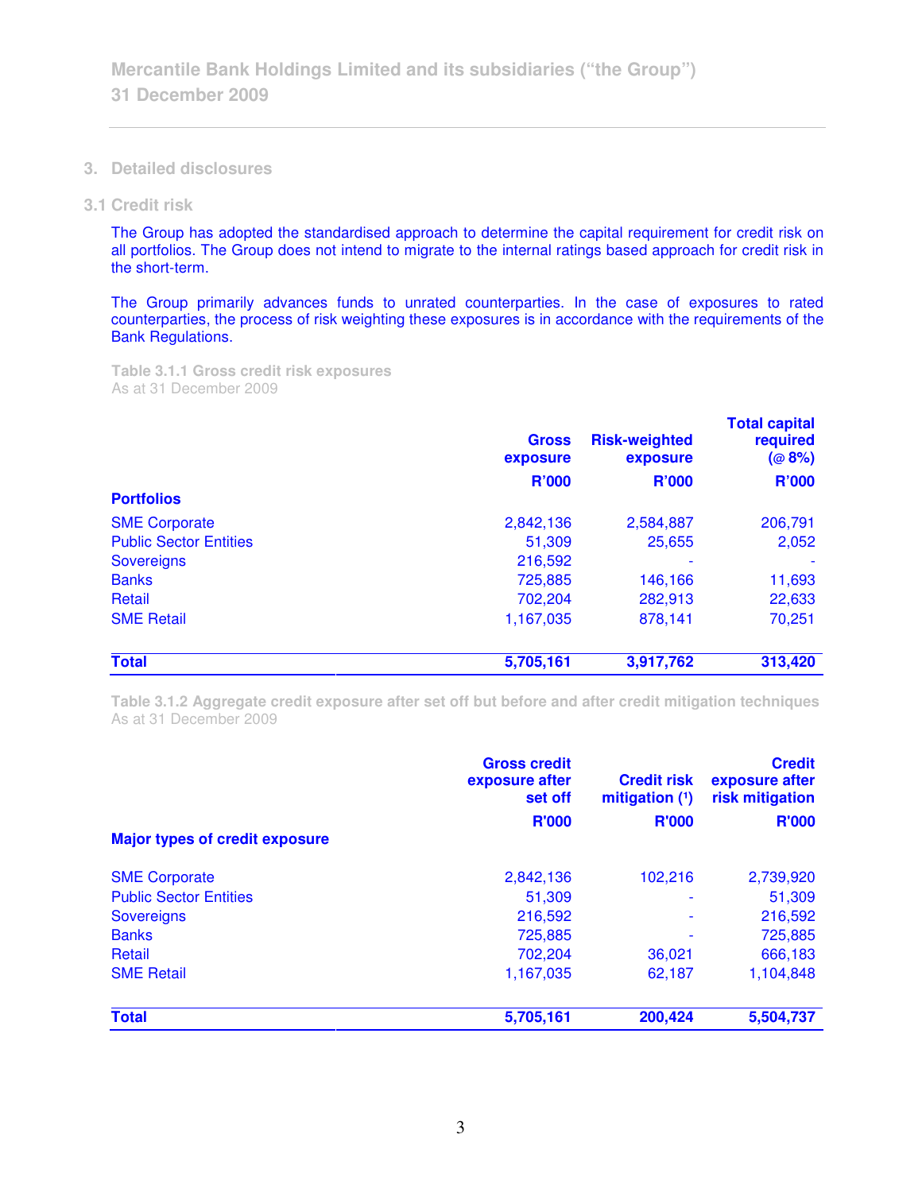## 3. Detailed disclosures

### 3.1 Credit risk

The Group has adopted the standardised approach to determine the capital requirement for credit risk on all portfolios. The Group does not intend to migrate to the internal ratings based approach for credit risk in the short-term.

The Group primarily advances funds to unrated counterparties. In the case of exposures to rated counterparties, the process of risk weighting these exposures is in accordance with the requirements of the Bank Regulations.

**Table 3.1.1 Gross credit risk exposures**
As at 31 December 2009

| | Gross exposure | Risk-weighted exposure | Total capital required (@ 8%) |
|---|---|---|---|
| | R'000 | R'000 | R'000 |
| **Portfolios** | | | |
| SME Corporate | 2,842,136 | 2,584,887 | 206,791 |
| Public Sector Entities | 51,309 | 25,655 | 2,052 |
| Sovereigns | 216,592 | - | - |
| Banks | 725,885 | 146,166 | 11,693 |
| Retail | 702,204 | 282,913 | 22,633 |
| SME Retail | 1,167,035 | 878,141 | 70,251 |
| **Total** | **5,705,161** | **3,917,762** | **313,420** |

**Table 3.1.2 Aggregate credit exposure after set off but before and after credit mitigation techniques**
As at 31 December 2009

| | Gross credit exposure after set off | Credit risk mitigation (1) | Credit exposure after risk mitigation |
|---|---|---|---|
| | R'000 | R'000 | R'000 |
| **Major types of credit exposure** | | | |
| SME Corporate | 2,842,136 | 102,216 | 2,739,920 |
| Public Sector Entities | 51,309 | - | 51,309 |
| Sovereigns | 216,592 | - | 216,592 |
| Banks | 725,885 | - | 725,885 |
| Retail | 702,204 | 36,021 | 666,183 |
| SME Retail | 1,167,035 | 62,187 | 1,104,848 |
| **Total** | **5,705,161** | **200,424** | **5,504,737** |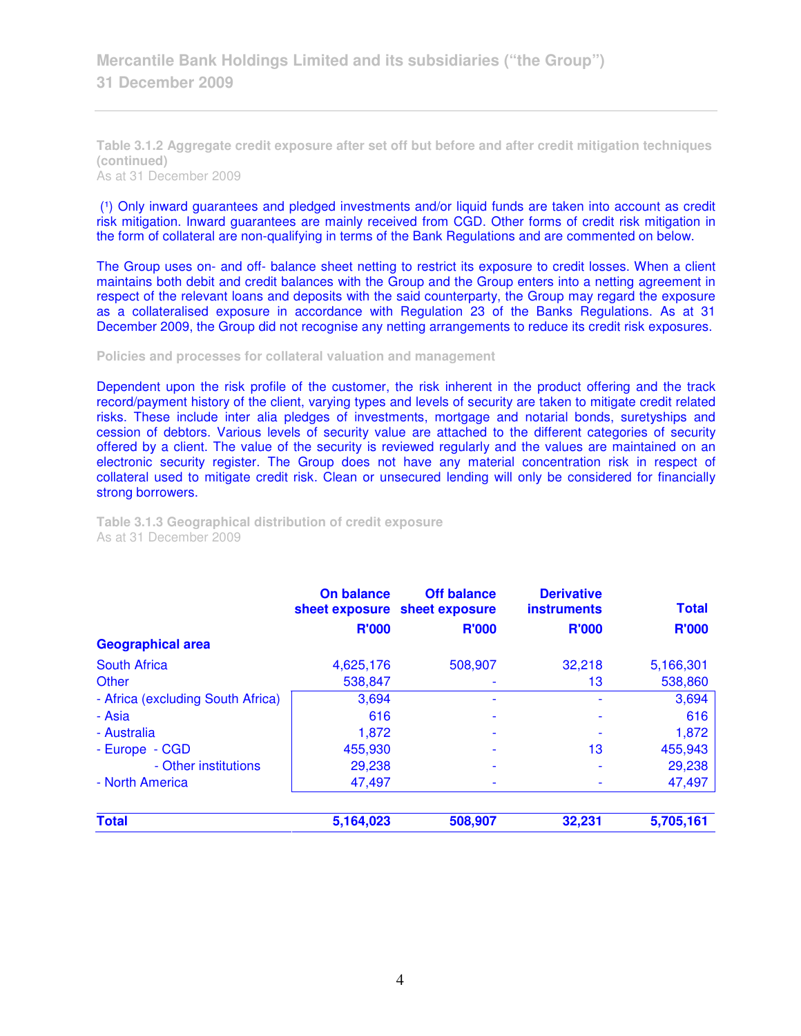**Table 3.1.2 Aggregate credit exposure after set off but before and after credit mitigation techniques (continued)**
As at 31 December 2009

(1) Only inward guarantees and pledged investments and/or liquid funds are taken into account as credit risk mitigation. Inward guarantees are mainly received from CGD. Other forms of credit risk mitigation in the form of collateral are non-qualifying in terms of the Bank Regulations and are commented on below.

The Group uses on- and off- balance sheet netting to restrict its exposure to credit losses. When a client maintains both debit and credit balances with the Group and the Group enters into a netting agreement in respect of the relevant loans and deposits with the said counterparty, the Group may regard the exposure as a collateralised exposure in accordance with Regulation 23 of the Banks Regulations. As at 31 December 2009, the Group did not recognise any netting arrangements to reduce its credit risk exposures.

**Policies and processes for collateral valuation and management**

Dependent upon the risk profile of the customer, the risk inherent in the product offering and the track record/payment history of the client, varying types and levels of security are taken to mitigate credit related risks. These include inter alia pledges of investments, mortgage and notarial bonds, suretyships and cession of debtors. Various levels of security value are attached to the different categories of security offered by a client. The value of the security is reviewed regularly and the values are maintained on an electronic security register. The Group does not have any material concentration risk in respect of collateral used to mitigate credit risk. Clean or unsecured lending will only be considered for financially strong borrowers.

**Table 3.1.3 Geographical distribution of credit exposure**
As at 31 December 2009

| | On balance sheet exposure R'000 | Off balance sheet exposure R'000 | Derivative instruments R'000 | Total R'000 |
|---|---|---|---|---|
| **Geographical area** | | | | |
| South Africa | 4,625,176 | 508,907 | 32,218 | 5,166,301 |
| Other | 538,847 | - | 13 | 538,860 |
| - Africa (excluding South Africa) | 3,694 | - | - | 3,694 |
| - Asia | 616 | - | - | 616 |
| - Australia | 1,872 | - | - | 1,872 |
| - Europe - CGD | 455,930 | - | 13 | 455,943 |
| - Other institutions | 29,238 | - | - | 29,238 |
| - North America | 47,497 | - | - | 47,497 |
| **Total** | **5,164,023** | **508,907** | **32,231** | **5,705,161** |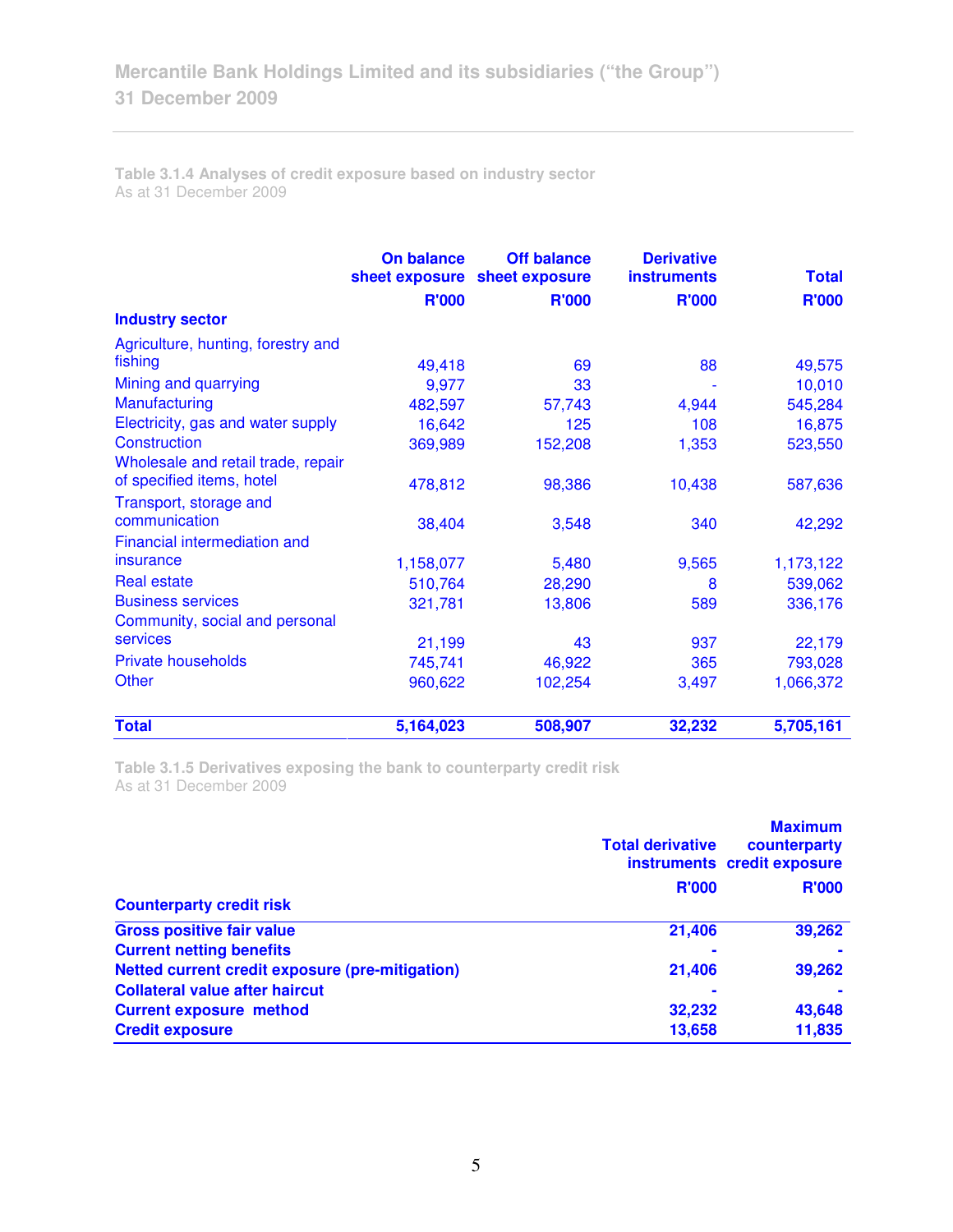Table 3.1.4 Analyses of credit exposure based on industry sector
As at 31 December 2009

| | On balance sheet exposure | Off balance sheet exposure | Derivative instruments | Total |
|---|---|---|---|---|
| | R'000 | R'000 | R'000 | R'000 |
| **Industry sector** | | | | |
| Agriculture, hunting, forestry and fishing | 49,418 | 69 | 88 | 49,575 |
| Mining and quarrying | 9,977 | 33 | - | 10,010 |
| Manufacturing | 482,597 | 57,743 | 4,944 | 545,284 |
| Electricity, gas and water supply | 16,642 | 125 | 108 | 16,875 |
| Construction | 369,989 | 152,208 | 1,353 | 523,550 |
| Wholesale and retail trade, repair of specified items, hotel | 478,812 | 98,386 | 10,438 | 587,636 |
| Transport, storage and communication | 38,404 | 3,548 | 340 | 42,292 |
| Financial intermediation and insurance | 1,158,077 | 5,480 | 9,565 | 1,173,122 |
| Real estate | 510,764 | 28,290 | 8 | 539,062 |
| Business services | 321,781 | 13,806 | 589 | 336,176 |
| Community, social and personal services | 21,199 | 43 | 937 | 22,179 |
| Private households | 745,741 | 46,922 | 365 | 793,028 |
| Other | 960,622 | 102,254 | 3,497 | 1,066,372 |
| **Total** | **5,164,023** | **508,907** | **32,232** | **5,705,161** |

Table 3.1.5 Derivatives exposing the bank to counterparty credit risk
As at 31 December 2009

| | Total derivative instruments | Maximum counterparty credit exposure |
|---|---|---|
| | R'000 | R'000 |
| **Counterparty credit risk** | | |
| **Gross positive fair value** | **21,406** | **39,262** |
| **Current netting benefits** | **-** | **-** |
| **Netted current credit exposure (pre-mitigation)** | **21,406** | **39,262** |
| **Collateral value after haircut** | **-** | **-** |
| **Current exposure method** | **32,232** | **43,648** |
| **Credit exposure** | **13,658** | **11,835** |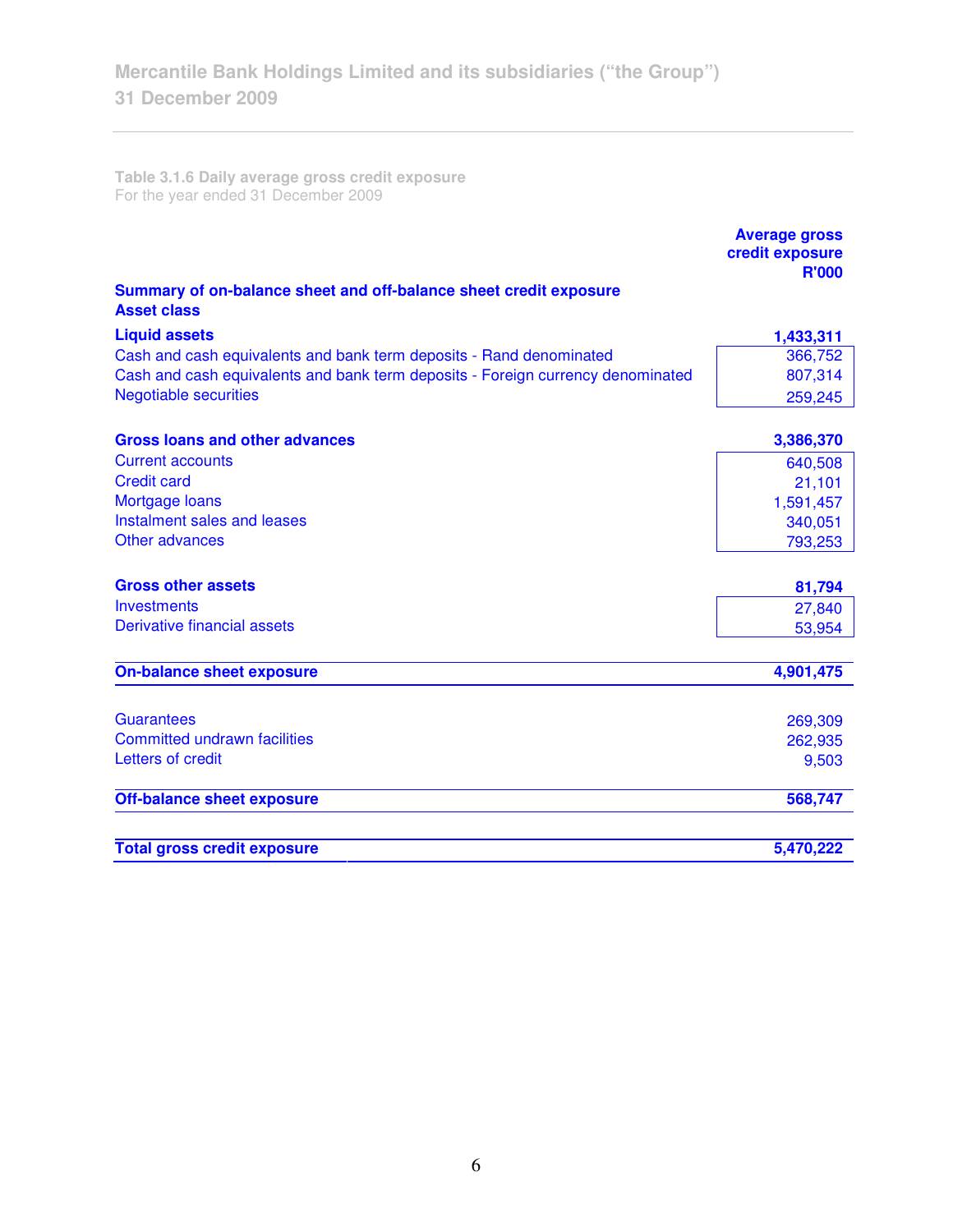### Table 3.1.6 Daily average gross credit exposure

For the year ended 31 December 2009

| Summary of on-balance sheet and off-balance sheet credit exposure<br>Asset class | Average gross credit exposure R'000 |
|---|---|
| **Liquid assets** | **1,433,311** |
| Cash and cash equivalents and bank term deposits - Rand denominated | 366,752 |
| Cash and cash equivalents and bank term deposits - Foreign currency denominated | 807,314 |
| Negotiable securities | 259,245 |
| **Gross loans and other advances** | **3,386,370** |
| Current accounts | 640,508 |
| Credit card | 21,101 |
| Mortgage loans | 1,591,457 |
| Instalment sales and leases | 340,051 |
| Other advances | 793,253 |
| **Gross other assets** | **81,794** |
| Investments | 27,840 |
| Derivative financial assets | 53,954 |
| **On-balance sheet exposure** | **4,901,475** |
| Guarantees | 269,309 |
| Committed undrawn facilities | 262,935 |
| Letters of credit | 9,503 |
| **Off-balance sheet exposure** | **568,747** |
| **Total gross credit exposure** | **5,470,222** |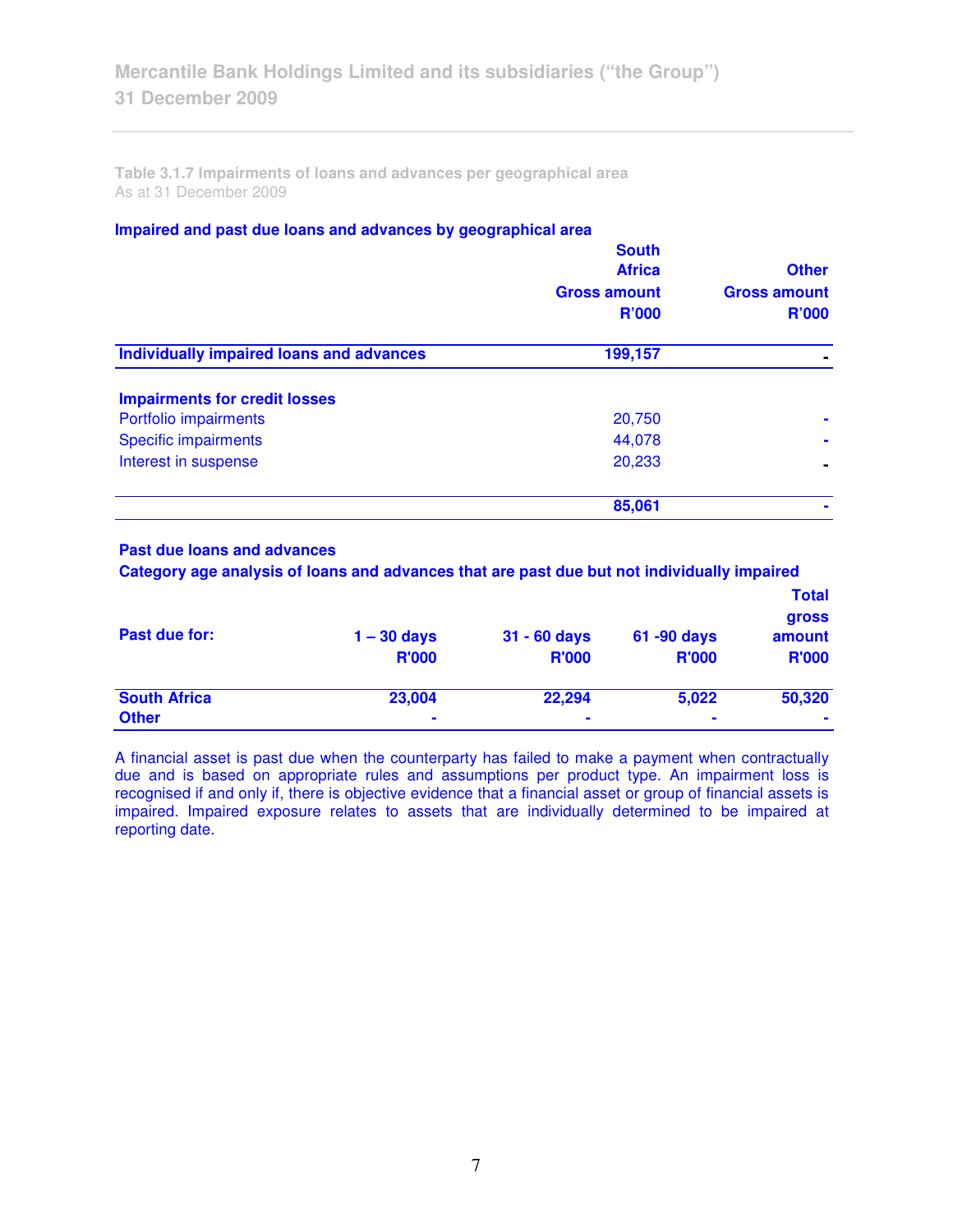### Table 3.1.7 Impairments of loans and advances per geographical area

As at 31 December 2009

**Impaired and past due loans and advances by geographical area**

| | South Africa Gross amount R'000 | Other Gross amount R'000 |
|---|---|---|
| **Individually impaired loans and advances** | **199,157** | - |
| **Impairments for credit losses** | | |
| Portfolio impairments | 20,750 | - |
| Specific impairments | 44,078 | - |
| Interest in suspense | 20,233 | - |
| | **85,061** | - |

**Past due loans and advances**

**Category age analysis of loans and advances that are past due but not individually impaired**

| Past due for: | 1 – 30 days R'000 | 31 - 60 days R'000 | 61 -90 days R'000 | Total gross amount R'000 |
|---|---|---|---|---|
| **South Africa** | **23,004** | **22,294** | **5,022** | **50,320** |
| **Other** | - | - | - | - |

A financial asset is past due when the counterparty has failed to make a payment when contractually due and is based on appropriate rules and assumptions per product type. An impairment loss is recognised if and only if, there is objective evidence that a financial asset or group of financial assets is impaired. Impaired exposure relates to assets that are individually determined to be impaired at reporting date.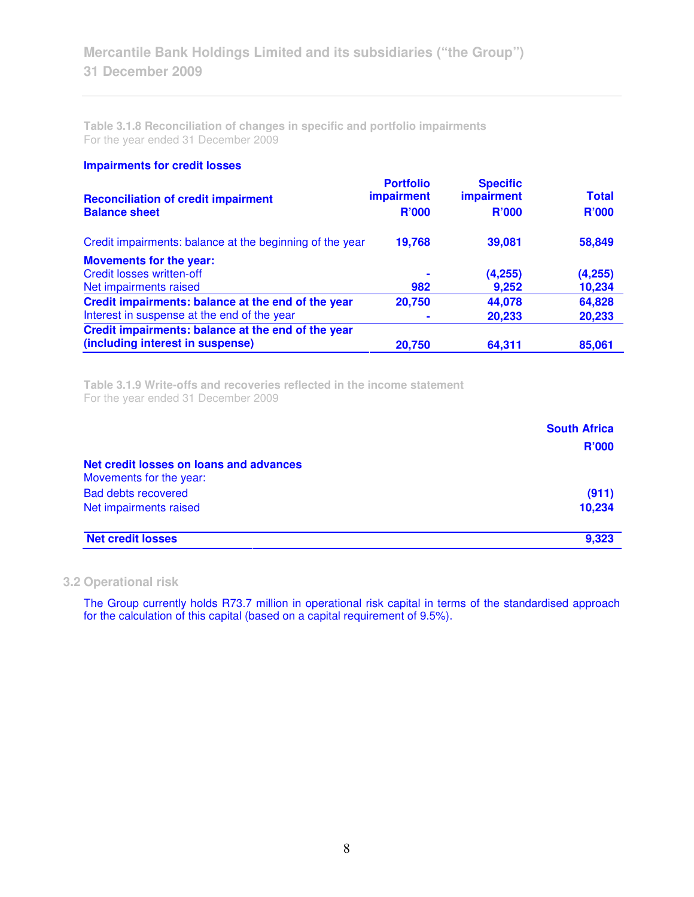#### Table 3.1.8 Reconciliation of changes in specific and portfolio impairments

For the year ended 31 December 2009

**Impairments for credit losses**

| **Reconciliation of credit impairment**<br>**Balance sheet** | **Portfolio impairment**<br>**R'000** | **Specific impairment**<br>**R'000** | **Total**<br>**R'000** |
|---|---|---|---|
| Credit impairments: balance at the beginning of the year | **19,768** | **39,081** | **58,849** |
| **Movements for the year:** | | | |
| Credit losses written-off | **-** | **(4,255)** | **(4,255)** |
| Net impairments raised | **982** | **9,252** | **10,234** |
| **Credit impairments: balance at the end of the year** | **20,750** | **44,078** | **64,828** |
| Interest in suspense at the end of the year | **-** | **20,233** | **20,233** |
| **Credit impairments: balance at the end of the year (including interest in suspense)** | **20,750** | **64,311** | **85,061** |

#### Table 3.1.9 Write-offs and recoveries reflected in the income statement

For the year ended 31 December 2009

| | **South Africa**<br>**R'000** |
|---|---|
| **Net credit losses on loans and advances** | |
| Movements for the year: | |
| Bad debts recovered | **(911)** |
| Net impairments raised | **10,234** |
| **Net credit losses** | **9,323** |

## 3.2 Operational risk

The Group currently holds R73.7 million in operational risk capital in terms of the standardised approach for the calculation of this capital (based on a capital requirement of 9.5%).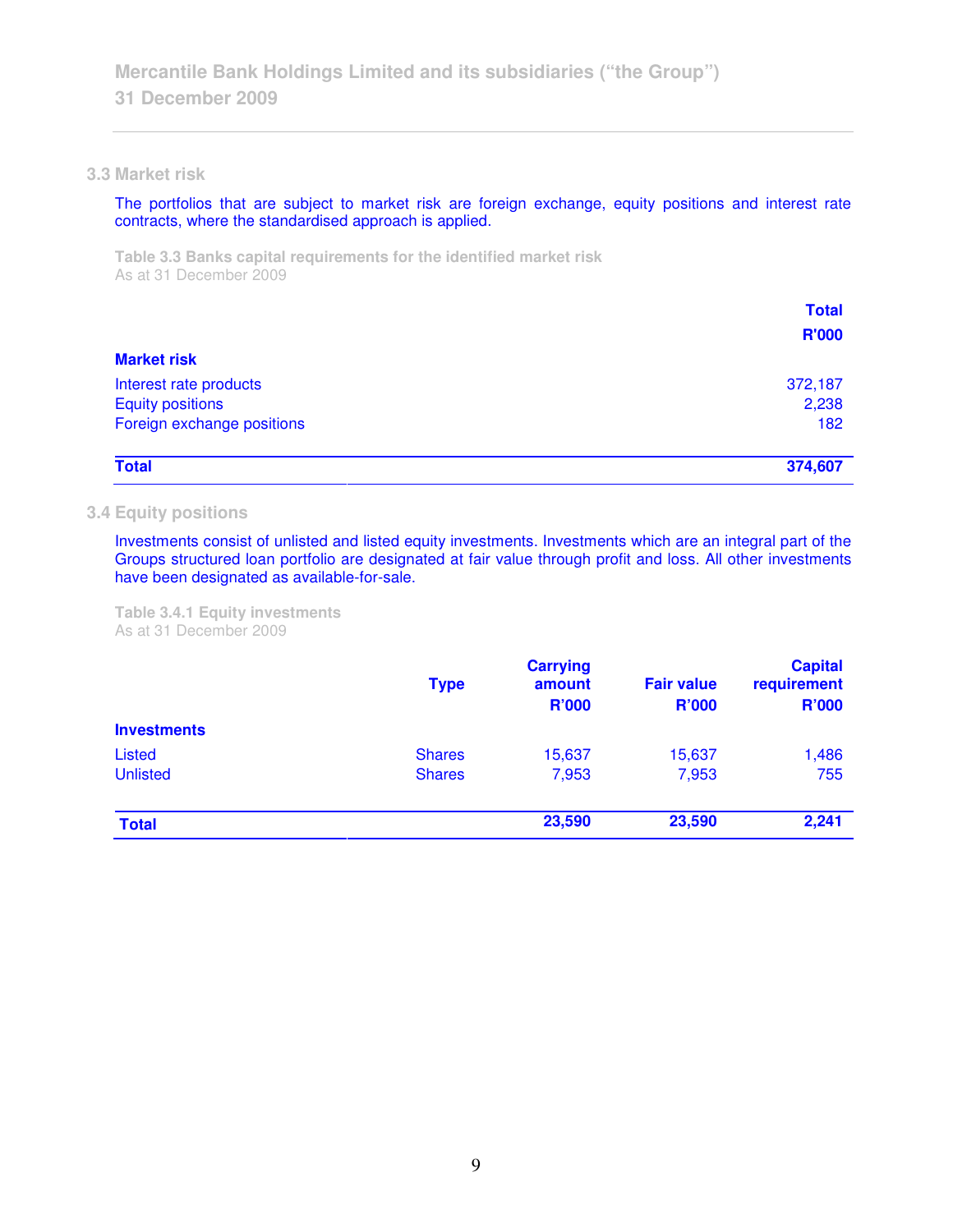## 3.3 Market risk

The portfolios that are subject to market risk are foreign exchange, equity positions and interest rate contracts, where the standardised approach is applied.

**Table 3.3 Banks capital requirements for the identified market risk**
As at 31 December 2009

| | Total R'000 |
|---|---|
| **Market risk** | |
| Interest rate products | 372,187 |
| Equity positions | 2,238 |
| Foreign exchange positions | 182 |
| **Total** | **374,607** |

## 3.4 Equity positions

Investments consist of unlisted and listed equity investments. Investments which are an integral part of the Groups structured loan portfolio are designated at fair value through profit and loss. All other investments have been designated as available-for-sale.

**Table 3.4.1 Equity investments**
As at 31 December 2009

| | Type | Carrying amount R'000 | Fair value R'000 | Capital requirement R'000 |
|---|---|---|---|---|
| **Investments** | | | | |
| Listed | Shares | 15,637 | 15,637 | 1,486 |
| Unlisted | Shares | 7,953 | 7,953 | 755 |
| **Total** | | **23,590** | **23,590** | **2,241** |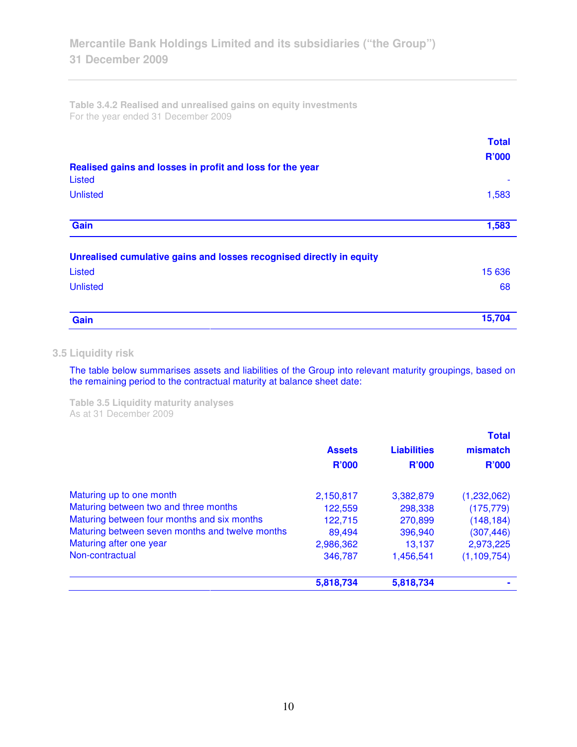**Table 3.4.2 Realised and unrealised gains on equity investments**
For the year ended 31 December 2009

| | Total R'000 |
|---|---|
| **Realised gains and losses in profit and loss for the year** | |
| Listed | - |
| Unlisted | 1,583 |
| **Gain** | **1,583** |
| **Unrealised cumulative gains and losses recognised directly in equity** | |
| Listed | 15 636 |
| Unlisted | 68 |
| **Gain** | **15,704** |

## 3.5 Liquidity risk

The table below summarises assets and liabilities of the Group into relevant maturity groupings, based on the remaining period to the contractual maturity at balance sheet date:

**Table 3.5 Liquidity maturity analyses**
As at 31 December 2009

| | Assets R'000 | Liabilities R'000 | Total mismatch R'000 |
|---|---|---|---|
| Maturing up to one month | 2,150,817 | 3,382,879 | (1,232,062) |
| Maturing between two and three months | 122,559 | 298,338 | (175,779) |
| Maturing between four months and six months | 122,715 | 270,899 | (148,184) |
| Maturing between seven months and twelve months | 89,494 | 396,940 | (307,446) |
| Maturing after one year | 2,986,362 | 13,137 | 2,973,225 |
| Non-contractual | 346,787 | 1,456,541 | (1,109,754) |
| | **5,818,734** | **5,818,734** | **-** |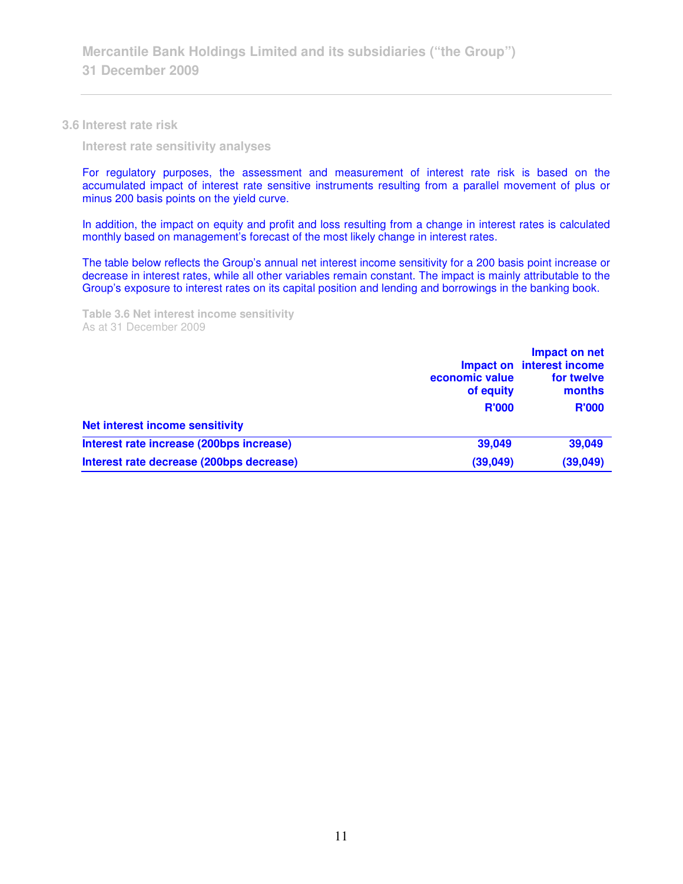## 3.6 Interest rate risk

### Interest rate sensitivity analyses

For regulatory purposes, the assessment and measurement of interest rate risk is based on the accumulated impact of interest rate sensitive instruments resulting from a parallel movement of plus or minus 200 basis points on the yield curve.

In addition, the impact on equity and profit and loss resulting from a change in interest rates is calculated monthly based on management's forecast of the most likely change in interest rates.

The table below reflects the Group's annual net interest income sensitivity for a 200 basis point increase or decrease in interest rates, while all other variables remain constant. The impact is mainly attributable to the Group's exposure to interest rates on its capital position and lending and borrowings in the banking book.

**Table 3.6 Net interest income sensitivity**
As at 31 December 2009

| | Impact on economic value of equity | Impact on net interest income for twelve months |
|---|---|---|
| | R'000 | R'000 |
| **Net interest income sensitivity** | | |
| **Interest rate increase (200bps increase)** | 39,049 | 39,049 |
| **Interest rate decrease (200bps decrease)** | (39,049) | (39,049) |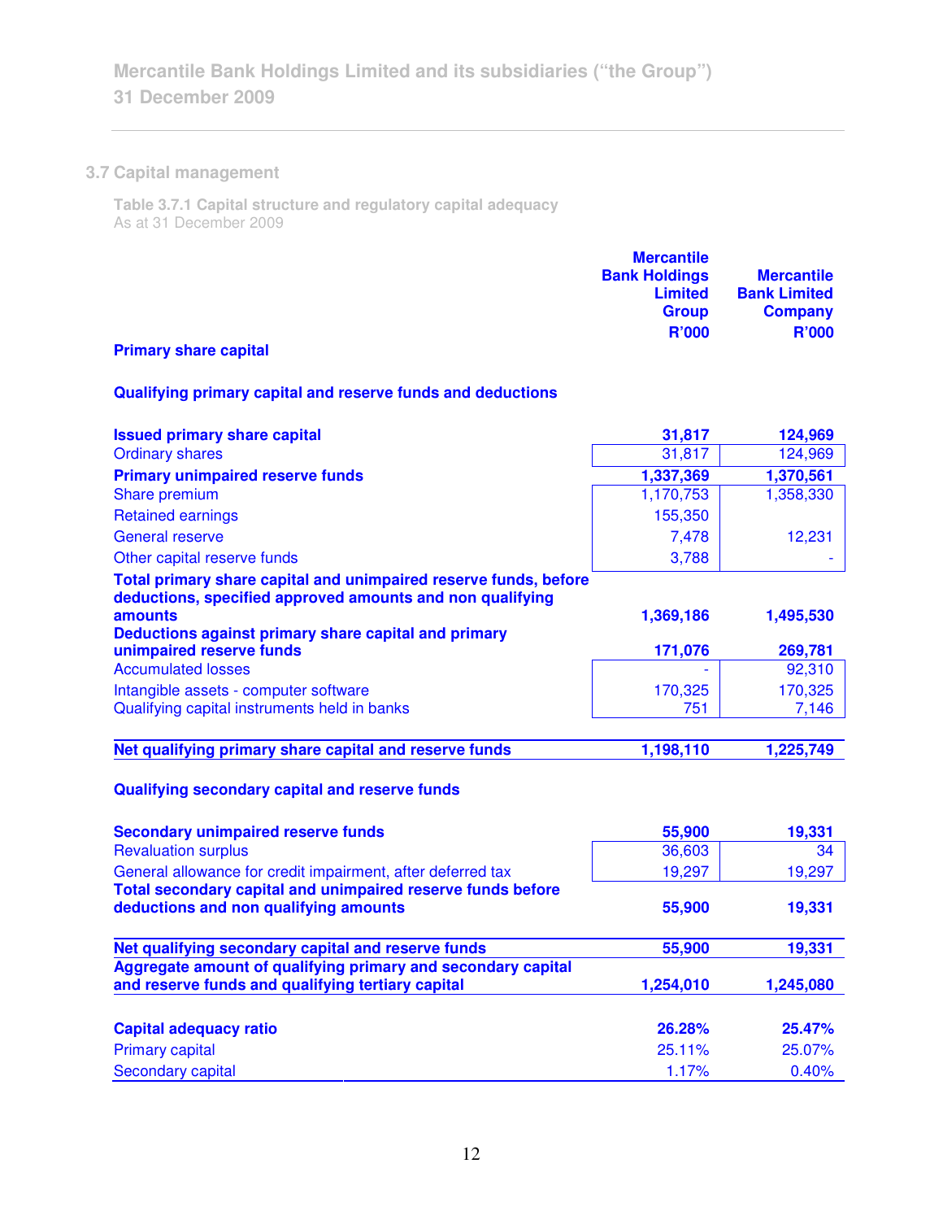## 3.7 Capital management

**Table 3.7.1 Capital structure and regulatory capital adequacy**
As at 31 December 2009

| | Mercantile Bank Holdings Limited Group R'000 | Mercantile Bank Limited Company R'000 |
|---|---|---|
| **Primary share capital** | | |
| **Qualifying primary capital and reserve funds and deductions** | | |
| **Issued primary share capital** | **31,817** | **124,969** |
| Ordinary shares | 31,817 | 124,969 |
| **Primary unimpaired reserve funds** | **1,337,369** | **1,370,561** |
| Share premium | 1,170,753 | 1,358,330 |
| Retained earnings | 155,350 | |
| General reserve | 7,478 | 12,231 |
| Other capital reserve funds | 3,788 | - |
| **Total primary share capital and unimpaired reserve funds, before deductions, specified approved amounts and non qualifying amounts** | **1,369,186** | **1,495,530** |
| **Deductions against primary share capital and primary unimpaired reserve funds** | **171,076** | **269,781** |
| Accumulated losses | - | 92,310 |
| Intangible assets - computer software | 170,325 | 170,325 |
| Qualifying capital instruments held in banks | 751 | 7,146 |
| **Net qualifying primary share capital and reserve funds** | **1,198,110** | **1,225,749** |
| **Qualifying secondary capital and reserve funds** | | |
| **Secondary unimpaired reserve funds** | **55,900** | **19,331** |
| Revaluation surplus | 36,603 | 34 |
| General allowance for credit impairment, after deferred tax | 19,297 | 19,297 |
| **Total secondary capital and unimpaired reserve funds before deductions and non qualifying amounts** | **55,900** | **19,331** |
| **Net qualifying secondary capital and reserve funds** | **55,900** | **19,331** |
| **Aggregate amount of qualifying primary and secondary capital and reserve funds and qualifying tertiary capital** | **1,254,010** | **1,245,080** |
| **Capital adequacy ratio** | **26.28%** | **25.47%** |
| Primary capital | 25.11% | 25.07% |
| Secondary capital | 1.17% | 0.40% |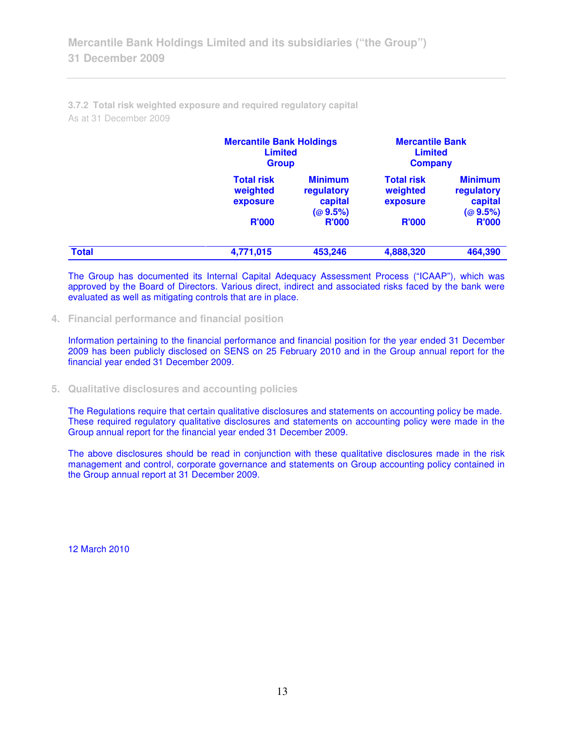#### 3.7.2 Total risk weighted exposure and required regulatory capital

As at 31 December 2009

| | Mercantile Bank Holdings Limited Group | | Mercantile Bank Limited Company | |
|---|---|---|---|---|
| | Total risk weighted exposure R'000 | Minimum regulatory capital (@ 9.5%) R'000 | Total risk weighted exposure R'000 | Minimum regulatory capital (@ 9.5%) R'000 |
| **Total** | **4,771,015** | **453,246** | **4,888,320** | **464,390** |

The Group has documented its Internal Capital Adequacy Assessment Process ("ICAAP"), which was approved by the Board of Directors. Various direct, indirect and associated risks faced by the bank were evaluated as well as mitigating controls that are in place.

## 4. Financial performance and financial position

Information pertaining to the financial performance and financial position for the year ended 31 December 2009 has been publicly disclosed on SENS on 25 February 2010 and in the Group annual report for the financial year ended 31 December 2009.

## 5. Qualitative disclosures and accounting policies

The Regulations require that certain qualitative disclosures and statements on accounting policy be made. These required regulatory qualitative disclosures and statements on accounting policy were made in the Group annual report for the financial year ended 31 December 2009.

The above disclosures should be read in conjunction with these qualitative disclosures made in the risk management and control, corporate governance and statements on Group accounting policy contained in the Group annual report at 31 December 2009.

12 March 2010